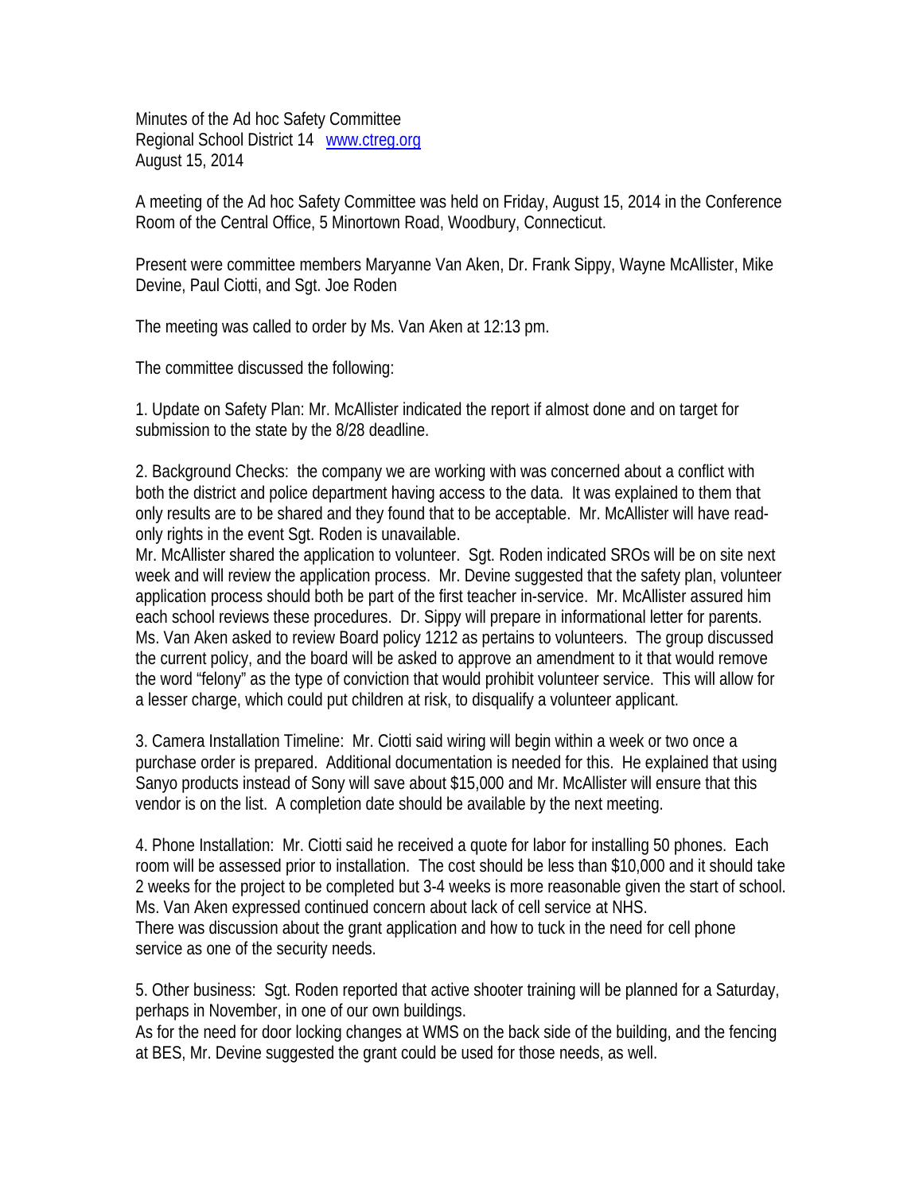Minutes of the Ad hoc Safety Committee
Regional School District 14 [www.ctreg.org](http://www.ctreg.org)
August 15, 2014

A meeting of the Ad hoc Safety Committee was held on Friday, August 15, 2014 in the Conference Room of the Central Office, 5 Minortown Road, Woodbury, Connecticut.

Present were committee members Maryanne Van Aken, Dr. Frank Sippy, Wayne McAllister, Mike Devine, Paul Ciotti, and Sgt. Joe Roden

The meeting was called to order by Ms. Van Aken at 12:13 pm.

The committee discussed the following:

1. Update on Safety Plan: Mr. McAllister indicated the report if almost done and on target for submission to the state by the 8/28 deadline.

2. Background Checks: the company we are working with was concerned about a conflict with both the district and police department having access to the data. It was explained to them that only results are to be shared and they found that to be acceptable. Mr. McAllister will have read-only rights in the event Sgt. Roden is unavailable.
Mr. McAllister shared the application to volunteer. Sgt. Roden indicated SROs will be on site next week and will review the application process. Mr. Devine suggested that the safety plan, volunteer application process should both be part of the first teacher in-service. Mr. McAllister assured him each school reviews these procedures. Dr. Sippy will prepare in informational letter for parents. Ms. Van Aken asked to review Board policy 1212 as pertains to volunteers. The group discussed the current policy, and the board will be asked to approve an amendment to it that would remove the word "felony" as the type of conviction that would prohibit volunteer service. This will allow for a lesser charge, which could put children at risk, to disqualify a volunteer applicant.

3. Camera Installation Timeline: Mr. Ciotti said wiring will begin within a week or two once a purchase order is prepared. Additional documentation is needed for this. He explained that using Sanyo products instead of Sony will save about $15,000 and Mr. McAllister will ensure that this vendor is on the list. A completion date should be available by the next meeting.

4. Phone Installation: Mr. Ciotti said he received a quote for labor for installing 50 phones. Each room will be assessed prior to installation. The cost should be less than $10,000 and it should take 2 weeks for the project to be completed but 3-4 weeks is more reasonable given the start of school. Ms. Van Aken expressed continued concern about lack of cell service at NHS.
There was discussion about the grant application and how to tuck in the need for cell phone service as one of the security needs.

5. Other business: Sgt. Roden reported that active shooter training will be planned for a Saturday, perhaps in November, in one of our own buildings.
As for the need for door locking changes at WMS on the back side of the building, and the fencing at BES, Mr. Devine suggested the grant could be used for those needs, as well.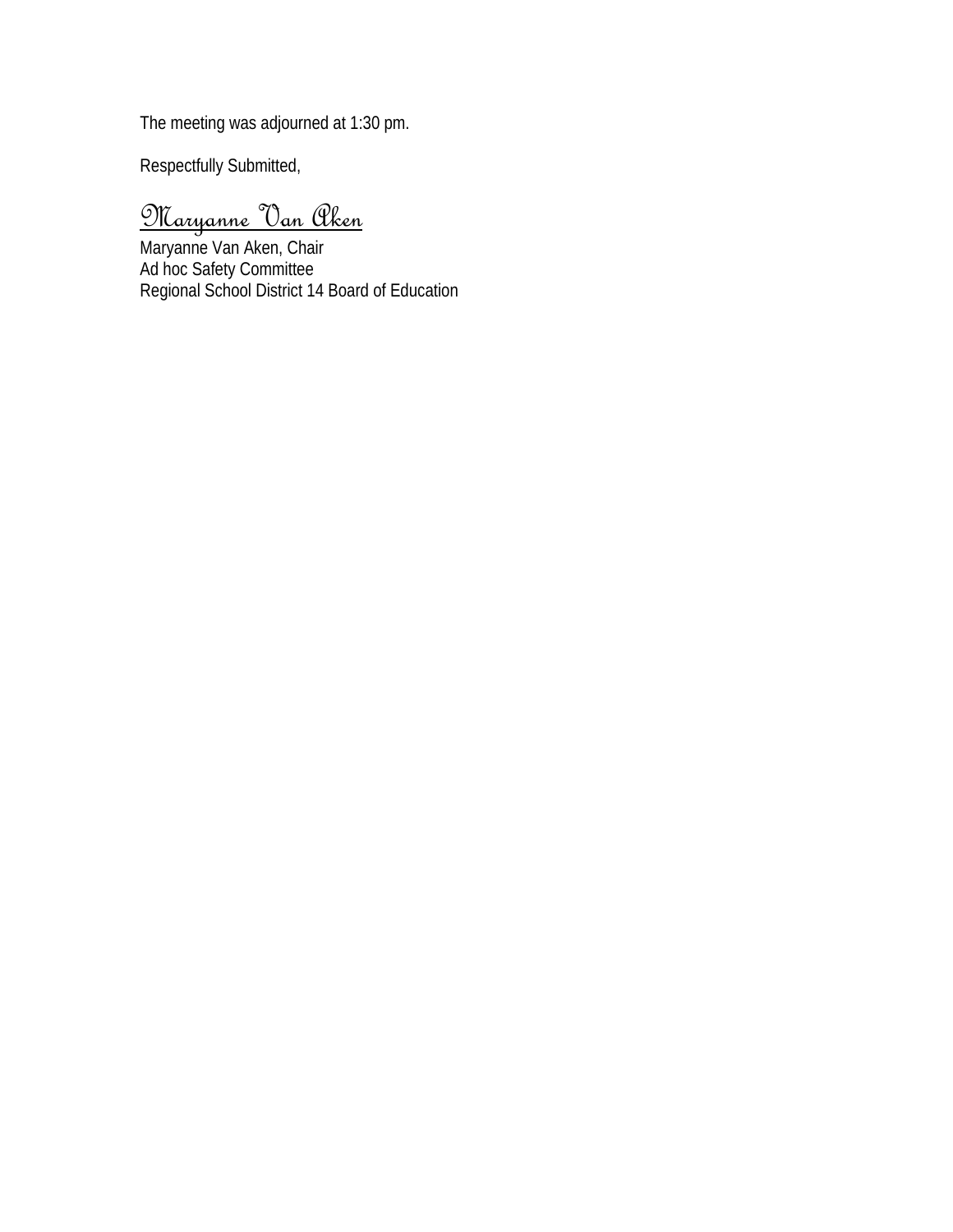The meeting was adjourned at 1:30 pm.

Respectfully Submitted,

*Maryanne Van Aken*

Maryanne Van Aken, Chair
Ad hoc Safety Committee
Regional School District 14 Board of Education